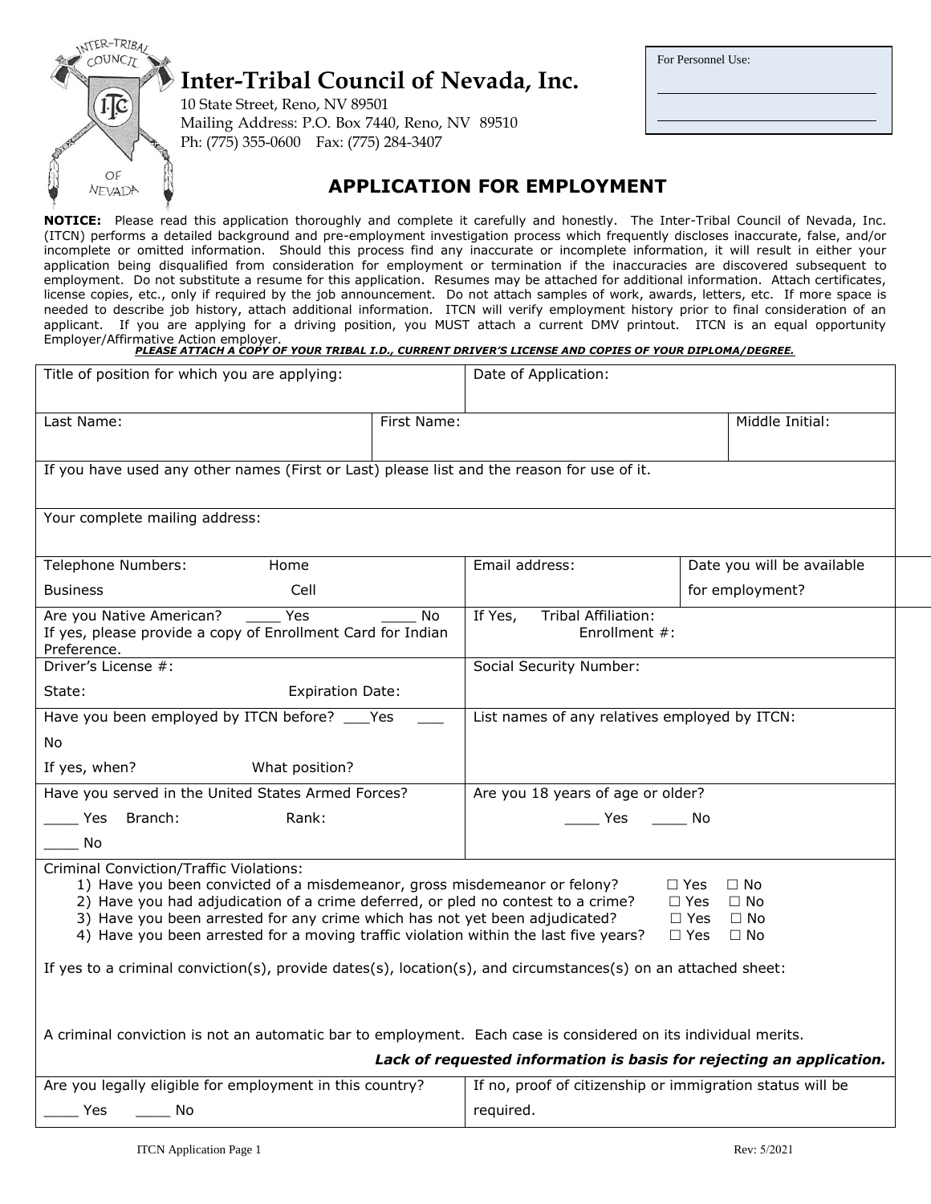# Inter-Tribal Council of Nevada, Inc.

10 State Street, Reno, NV 89501
Mailing Address: P.O. Box 7440, Reno, NV 89510
Ph: (775) 355-0600 Fax: (775) 284-3407

For Personnel Use:

______________________________

______________________________

## APPLICATION FOR EMPLOYMENT

**NOTICE:** Please read this application thoroughly and complete it carefully and honestly. The Inter-Tribal Council of Nevada, Inc. (ITCN) performs a detailed background and pre-employment investigation process which frequently discloses inaccurate, false, and/or incomplete or omitted information. Should this process find any inaccurate or incomplete information, it will result in either your application being disqualified from consideration for employment or termination if the inaccuracies are discovered subsequent to employment. Do not substitute a resume for this application. Resumes may be attached for additional information. Attach certificates, license copies, etc., only if required by the job announcement. Do not attach samples of work, awards, letters, etc. If more space is needed to describe job history, attach additional information. ITCN will verify employment history prior to final consideration of an applicant. If you are applying for a driving position, you MUST attach a current DMV printout. ITCN is an equal opportunity Employer/Affirmative Action employer.

***PLEASE ATTACH A COPY OF YOUR TRIBAL I.D., CURRENT DRIVER'S LICENSE AND COPIES OF YOUR DIPLOMA/DEGREE.***

| | | | |
|---|---|---|---|
| Title of position for which you are applying: | | Date of Application: | |
| Last Name: | First Name: | | Middle Initial: |
| If you have used any other names (First or Last) please list and the reason for use of it. | | | |
| Your complete mailing address: | | | |
| Telephone Numbers: Home<br>Business Cell | | Email address: | Date you will be available for employment? |
| Are you Native American? ____ Yes ____ No<br>If yes, please provide a copy of Enrollment Card for Indian Preference. | | If Yes, Tribal Affiliation:<br>Enrollment #: | |
| Driver's License #:<br>State: Expiration Date: | | Social Security Number: | |
| Have you been employed by ITCN before? ___Yes ___ No<br>If yes, when? What position? | | List names of any relatives employed by ITCN: | |
| Have you served in the United States Armed Forces?<br>____ Yes Branch: Rank:<br>____ No | | Are you 18 years of age or older?<br>____ Yes ____ No | |

Criminal Conviction/Traffic Violations:

1) Have you been convicted of a misdemeanor, gross misdemeanor or felony? ☐ Yes ☐ No
2) Have you had adjudication of a crime deferred, or pled no contest to a crime? ☐ Yes ☐ No
3) Have you been arrested for any crime which has not yet been adjudicated? ☐ Yes ☐ No
4) Have you been arrested for a moving traffic violation within the last five years? ☐ Yes ☐ No

If yes to a criminal conviction(s), provide dates(s), location(s), and circumstances(s) on an attached sheet:

A criminal conviction is not an automatic bar to employment. Each case is considered on its individual merits.

***Lack of requested information is basis for rejecting an application.***

| | |
|---|---|
| Are you legally eligible for employment in this country?<br>____ Yes ____ No | If no, proof of citizenship or immigration status will be required. |

ITCN Application Page 1 Rev: 5/2021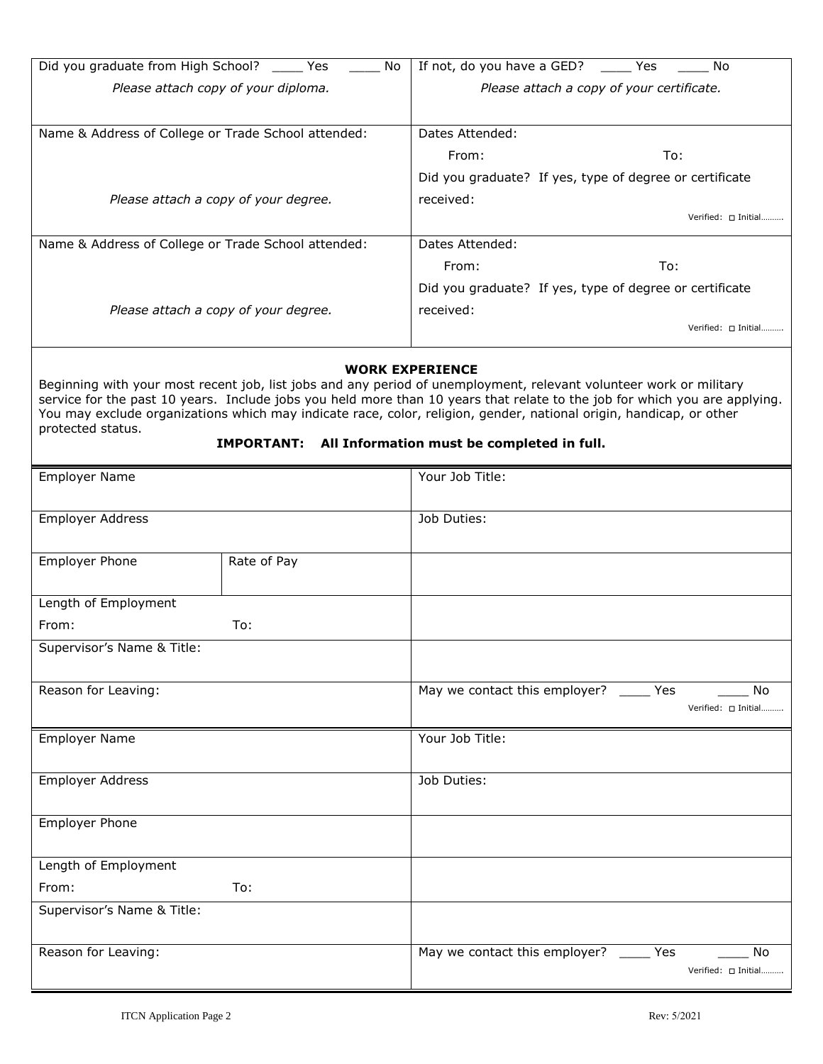| | |
|---|---|
| Did you graduate from High School? ____ Yes ____ No<br>*Please attach copy of your diploma.* | If not, do you have a GED? ____ Yes ____ No<br>*Please attach a copy of your certificate.* |
| Name & Address of College or Trade School attended:<br><br>*Please attach a copy of your degree.* | Dates Attended:<br>From: To:<br>Did you graduate? If yes, type of degree or certificate received:<br>Verified: ☐ Initial………. |
| Name & Address of College or Trade School attended:<br><br>*Please attach a copy of your degree.* | Dates Attended:<br>From: To:<br>Did you graduate? If yes, type of degree or certificate received:<br>Verified: ☐ Initial………. |

## WORK EXPERIENCE

Beginning with your most recent job, list jobs and any period of unemployment, relevant volunteer work or military service for the past 10 years. Include jobs you held more than 10 years that relate to the job for which you are applying. You may exclude organizations which may indicate race, color, religion, gender, national origin, handicap, or other protected status.

**IMPORTANT: All Information must be completed in full.**

| | | |
|---|---|---|
| Employer Name | | Your Job Title: |
| Employer Address | | Job Duties: |
| Employer Phone | Rate of Pay | |
| Length of Employment<br>From: To: | | |
| Supervisor's Name & Title: | | |
| Reason for Leaving: | | May we contact this employer? ____ Yes ____ No<br>Verified: ☐ Initial………. |

| | |
|---|---|
| Employer Name | Your Job Title: |
| Employer Address | Job Duties: |
| Employer Phone | |
| Length of Employment<br>From: To: | |
| Supervisor's Name & Title: | |
| Reason for Leaving: | May we contact this employer? ____ Yes ____ No<br>Verified: ☐ Initial………. |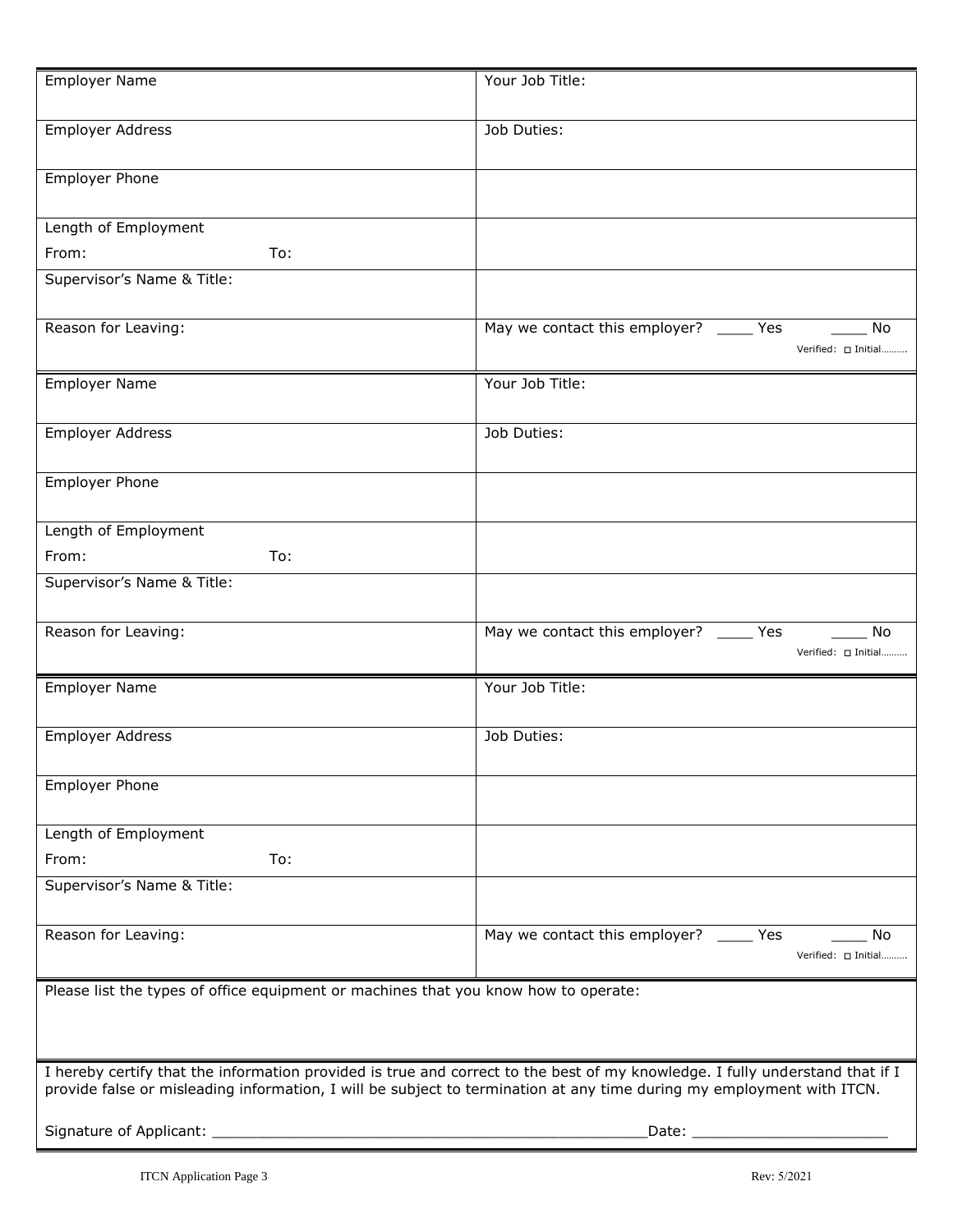| Employer Name | Your Job Title: |
|---|---|
| Employer Address | Job Duties: |
| Employer Phone | |
| Length of Employment<br>From: To: | |
| Supervisor's Name & Title: | |
| Reason for Leaving: | May we contact this employer? ____ Yes ____ No<br>Verified: ☐ Initial......... |

| Employer Name | Your Job Title: |
|---|---|
| Employer Address | Job Duties: |
| Employer Phone | |
| Length of Employment<br>From: To: | |
| Supervisor's Name & Title: | |
| Reason for Leaving: | May we contact this employer? ____ Yes ____ No<br>Verified: ☐ Initial......... |

| Employer Name | Your Job Title: |
|---|---|
| Employer Address | Job Duties: |
| Employer Phone | |
| Length of Employment<br>From: To: | |
| Supervisor's Name & Title: | |
| Reason for Leaving: | May we contact this employer? ____ Yes ____ No<br>Verified: ☐ Initial......... |

Please list the types of office equipment or machines that you know how to operate:

I hereby certify that the information provided is true and correct to the best of my knowledge. I fully understand that if I provide false or misleading information, I will be subject to termination at any time during my employment with ITCN.

Signature of Applicant: ________________________________________________Date: ______________________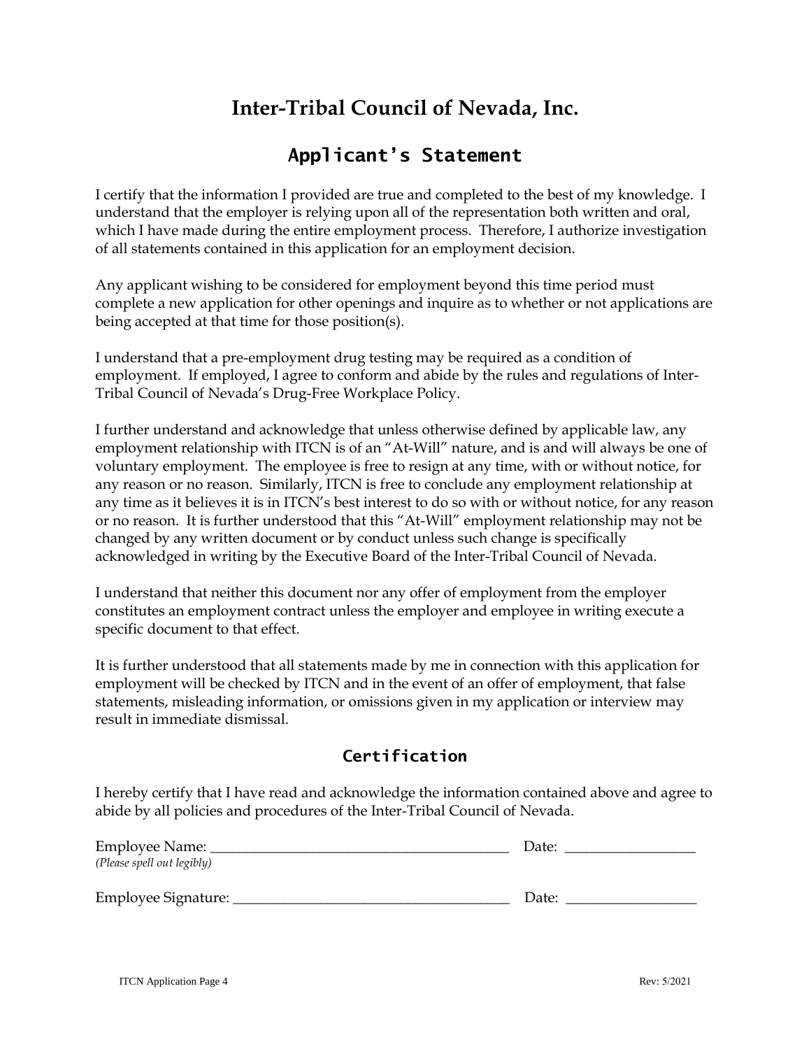# Inter-Tribal Council of Nevada, Inc.

## Applicant's Statement

I certify that the information I provided are true and completed to the best of my knowledge. I understand that the employer is relying upon all of the representation both written and oral, which I have made during the entire employment process. Therefore, I authorize investigation of all statements contained in this application for an employment decision.

Any applicant wishing to be considered for employment beyond this time period must complete a new application for other openings and inquire as to whether or not applications are being accepted at that time for those position(s).

I understand that a pre-employment drug testing may be required as a condition of employment. If employed, I agree to conform and abide by the rules and regulations of Inter-Tribal Council of Nevada's Drug-Free Workplace Policy.

I further understand and acknowledge that unless otherwise defined by applicable law, any employment relationship with ITCN is of an "At-Will" nature, and is and will always be one of voluntary employment. The employee is free to resign at any time, with or without notice, for any reason or no reason. Similarly, ITCN is free to conclude any employment relationship at any time as it believes it is in ITCN's best interest to do so with or without notice, for any reason or no reason. It is further understood that this "At-Will" employment relationship may not be changed by any written document or by conduct unless such change is specifically acknowledged in writing by the Executive Board of the Inter-Tribal Council of Nevada.

I understand that neither this document nor any offer of employment from the employer constitutes an employment contract unless the employer and employee in writing execute a specific document to that effect.

It is further understood that all statements made by me in connection with this application for employment will be checked by ITCN and in the event of an offer of employment, that false statements, misleading information, or omissions given in my application or interview may result in immediate dismissal.

## Certification

I hereby certify that I have read and acknowledge the information contained above and agree to abide by all policies and procedures of the Inter-Tribal Council of Nevada.

Employee Name: ________________________________________ Date: __________________
*(Please spell out legibly)*

Employee Signature: _____________________________________ Date: __________________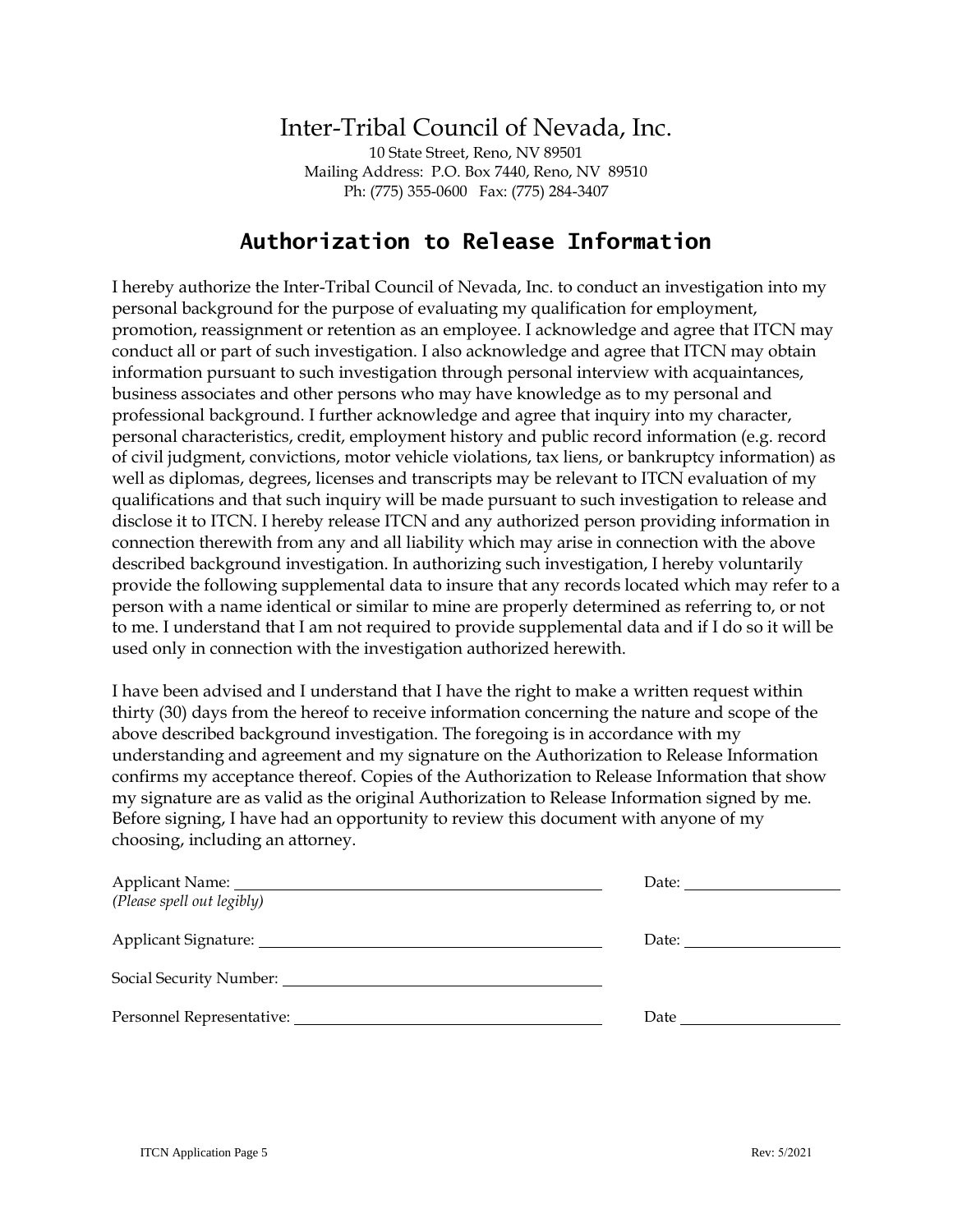# Inter-Tribal Council of Nevada, Inc.

10 State Street, Reno, NV 89501
Mailing Address: P.O. Box 7440, Reno, NV 89510
Ph: (775) 355-0600 Fax: (775) 284-3407

## Authorization to Release Information

I hereby authorize the Inter-Tribal Council of Nevada, Inc. to conduct an investigation into my personal background for the purpose of evaluating my qualification for employment, promotion, reassignment or retention as an employee. I acknowledge and agree that ITCN may conduct all or part of such investigation. I also acknowledge and agree that ITCN may obtain information pursuant to such investigation through personal interview with acquaintances, business associates and other persons who may have knowledge as to my personal and professional background. I further acknowledge and agree that inquiry into my character, personal characteristics, credit, employment history and public record information (e.g. record of civil judgment, convictions, motor vehicle violations, tax liens, or bankruptcy information) as well as diplomas, degrees, licenses and transcripts may be relevant to ITCN evaluation of my qualifications and that such inquiry will be made pursuant to such investigation to release and disclose it to ITCN. I hereby release ITCN and any authorized person providing information in connection therewith from any and all liability which may arise in connection with the above described background investigation. In authorizing such investigation, I hereby voluntarily provide the following supplemental data to insure that any records located which may refer to a person with a name identical or similar to mine are properly determined as referring to, or not to me. I understand that I am not required to provide supplemental data and if I do so it will be used only in connection with the investigation authorized herewith.

I have been advised and I understand that I have the right to make a written request within thirty (30) days from the hereof to receive information concerning the nature and scope of the above described background investigation. The foregoing is in accordance with my understanding and agreement and my signature on the Authorization to Release Information confirms my acceptance thereof. Copies of the Authorization to Release Information that show my signature are as valid as the original Authorization to Release Information signed by me. Before signing, I have had an opportunity to review this document with anyone of my choosing, including an attorney.

Applicant Name: ______________________________ Date: ______________
*(Please spell out legibly)*

Applicant Signature: ______________________________ Date: ______________

Social Security Number: ______________________________

Personnel Representative: ______________________________ Date ______________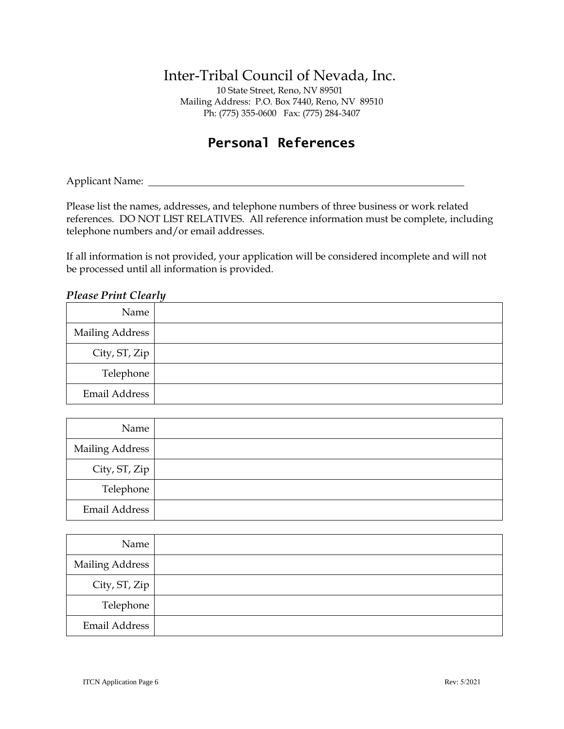# Inter-Tribal Council of Nevada, Inc.

10 State Street, Reno, NV 89501
Mailing Address: P.O. Box 7440, Reno, NV 89510
Ph: (775) 355-0600 Fax: (775) 284-3407

## Personal References

Applicant Name: ______________________________________________

Please list the names, addresses, and telephone numbers of three business or work related references. DO NOT LIST RELATIVES. All reference information must be complete, including telephone numbers and/or email addresses.

If all information is not provided, your application will be considered incomplete and will not be processed until all information is provided.

***Please Print Clearly***

| | |
|---|---|
| Name | |
| Mailing Address | |
| City, ST, Zip | |
| Telephone | |
| Email Address | |

| | |
|---|---|
| Name | |
| Mailing Address | |
| City, ST, Zip | |
| Telephone | |
| Email Address | |

| | |
|---|---|
| Name | |
| Mailing Address | |
| City, ST, Zip | |
| Telephone | |
| Email Address | |

ITCN Application Page 6 Rev: 5/2021